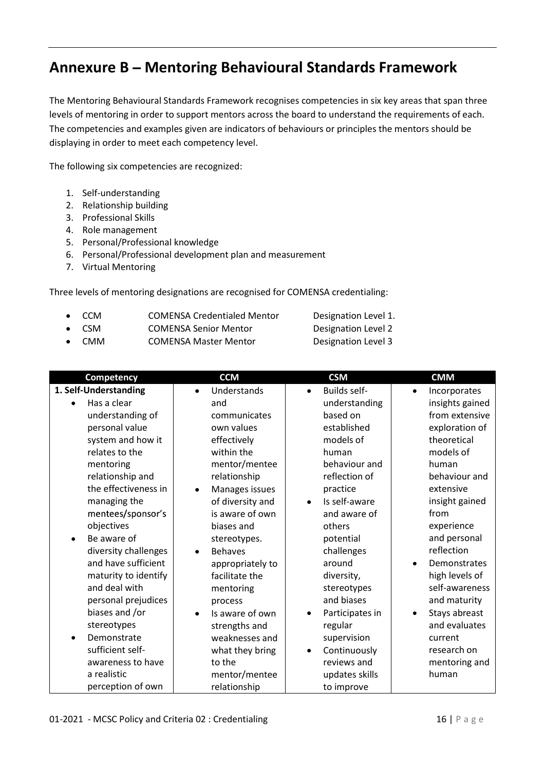# Annexure B – Mentoring Behavioural Standards Framework

The Mentoring Behavioural Standards Framework recognises competencies in six key areas that span three levels of mentoring in order to support mentors across the board to understand the requirements of each. The competencies and examples given are indicators of behaviours or principles the mentors should be displaying in order to meet each competency level.

The following six competencies are recognized:

1. Self-understanding
2. Relationship building
3. Professional Skills
4. Role management
5. Personal/Professional knowledge
6. Personal/Professional development plan and measurement
7. Virtual Mentoring

Three levels of mentoring designations are recognised for COMENSA credentialing:

- CCM COMENSA Credentialed Mentor Designation Level 1.
- CSM COMENSA Senior Mentor Designation Level 2
- CMM COMENSA Master Mentor Designation Level 3

| Competency | CCM | CSM | CMM |
|---|---|---|---|
| **1. Self-Understanding**<br>• Has a clear understanding of personal value system and how it relates to the mentoring relationship and the effectiveness in managing the mentees/sponsor's objectives<br>• Be aware of diversity challenges and have sufficient maturity to identify and deal with personal prejudices biases and /or stereotypes<br>• Demonstrate sufficient self-awareness to have a realistic perception of own | • Understands and communicates own values effectively within the mentor/mentee relationship<br>• Manages issues of diversity and is aware of own biases and stereotypes.<br>• Behaves appropriately to facilitate the mentoring process<br>• Is aware of own strengths and weaknesses and what they bring to the mentor/mentee relationship | • Builds self-understanding based on established models of human behaviour and reflection of practice<br>• Is self-aware and aware of others potential challenges around diversity, stereotypes and biases<br>• Participates in regular supervision<br>• Continuously reviews and updates skills to improve | • Incorporates insights gained from extensive exploration of theoretical models of human behaviour and extensive insight gained from experience and personal reflection<br>• Demonstrates high levels of self-awareness and maturity<br>• Stays abreast and evaluates current research on mentoring and human |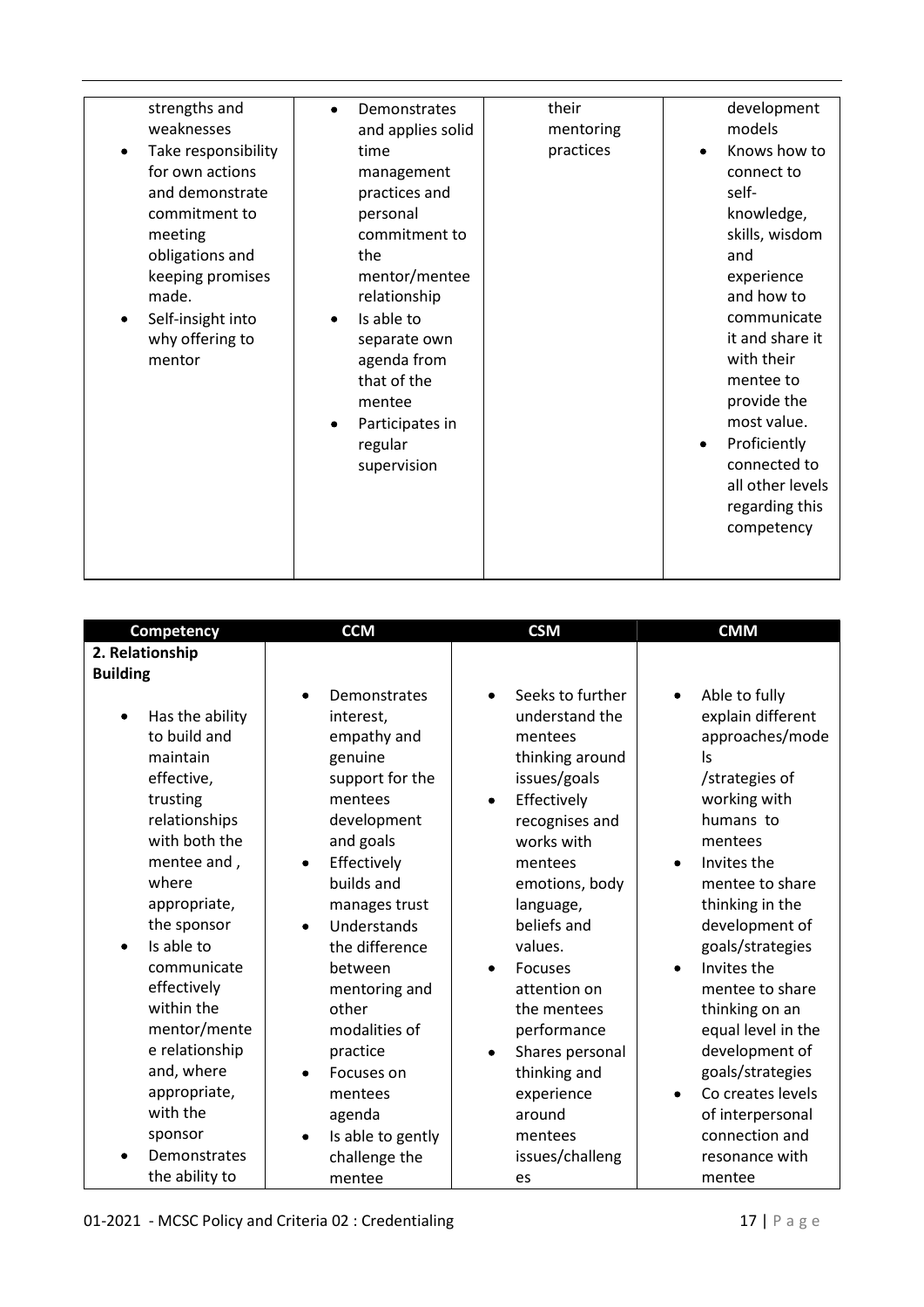| | | | |
|---|---|---|---|
| strengths and weaknesses<br>• Take responsibility for own actions and demonstrate commitment to meeting obligations and keeping promises made.<br>• Self-insight into why offering to mentor | • Demonstrates and applies solid time management practices and personal commitment to the mentor/mentee relationship<br>• Is able to separate own agenda from that of the mentee<br>• Participates in regular supervision | their mentoring practices | development models<br>• Knows how to connect to self-knowledge, skills, wisdom and experience and how to communicate it and share it with their mentee to provide the most value.<br>• Proficiently connected to all other levels regarding this competency |

| Competency | CCM | CSM | CMM |
|---|---|---|---|
| **2. Relationship Building**<br>• Has the ability to build and maintain effective, trusting relationships with both the mentee and , where appropriate, the sponsor<br>• Is able to communicate effectively within the mentor/mentee relationship and, where appropriate, with the sponsor<br>• Demonstrates the ability to | • Demonstrates interest, empathy and genuine support for the mentees development and goals<br>• Effectively builds and manages trust<br>• Understands the difference between mentoring and other modalities of practice<br>• Focuses on mentees agenda<br>• Is able to gently challenge the mentee | • Seeks to further understand the mentees thinking around issues/goals<br>• Effectively recognises and works with mentees emotions, body language, beliefs and values.<br>• Focuses attention on the mentees performance<br>• Shares personal thinking and experience around mentees issues/challenges | • Able to fully explain different approaches/models /strategies of working with humans to mentees<br>• Invites the mentee to share thinking in the development of goals/strategies<br>• Invites the mentee to share thinking on an equal level in the development of goals/strategies<br>• Co creates levels of interpersonal connection and resonance with mentee |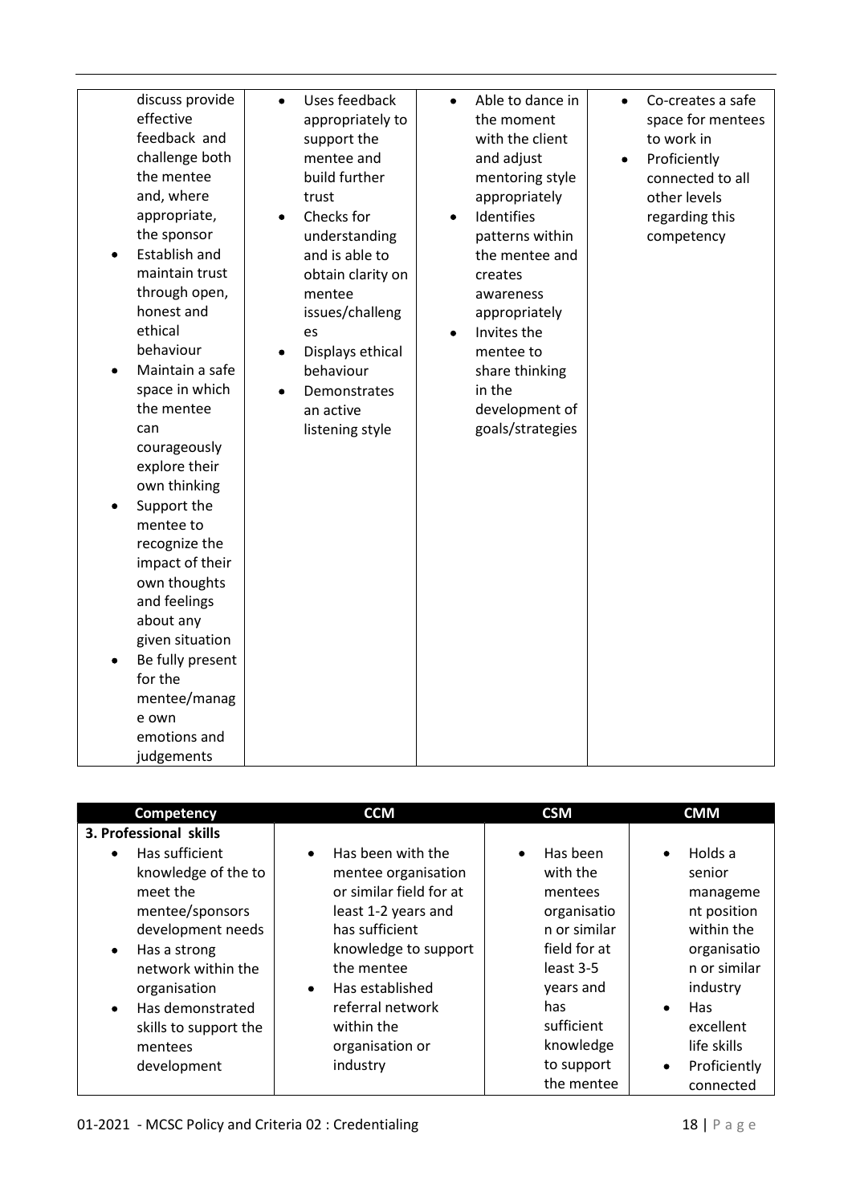| | | | |
|---|---|---|---|
| discuss provide effective feedback and challenge both the mentee and, where appropriate, the sponsor<br>• Establish and maintain trust through open, honest and ethical behaviour<br>• Maintain a safe space in which the mentee can courageously explore their own thinking<br>• Support the mentee to recognize the impact of their own thoughts and feelings about any given situation<br>• Be fully present for the mentee/manage own emotions and judgements | • Uses feedback appropriately to support the mentee and build further trust<br>• Checks for understanding and is able to obtain clarity on mentee issues/challenges<br>• Displays ethical behaviour<br>• Demonstrates an active listening style | • Able to dance in the moment with the client and adjust mentoring style appropriately<br>• Identifies patterns within the mentee and creates awareness appropriately<br>• Invites the mentee to share thinking in the development of goals/strategies | • Co-creates a safe space for mentees to work in<br>• Proficiently connected to all other levels regarding this competency |

| Competency | CCM | CSM | CMM |
|---|---|---|---|
| **3. Professional skills**<br>• Has sufficient knowledge of the to meet the mentee/sponsors development needs<br>• Has a strong network within the organisation<br>• Has demonstrated skills to support the mentees development | • Has been with the mentee organisation or similar field for at least 1-2 years and has sufficient knowledge to support the mentee<br>• Has established referral network within the organisation or industry | • Has been with the mentees organisation or similar field for at least 3-5 years and has sufficient knowledge to support the mentee | • Holds a senior management position within the organisation or similar industry<br>• Has excellent life skills<br>• Proficiently connected |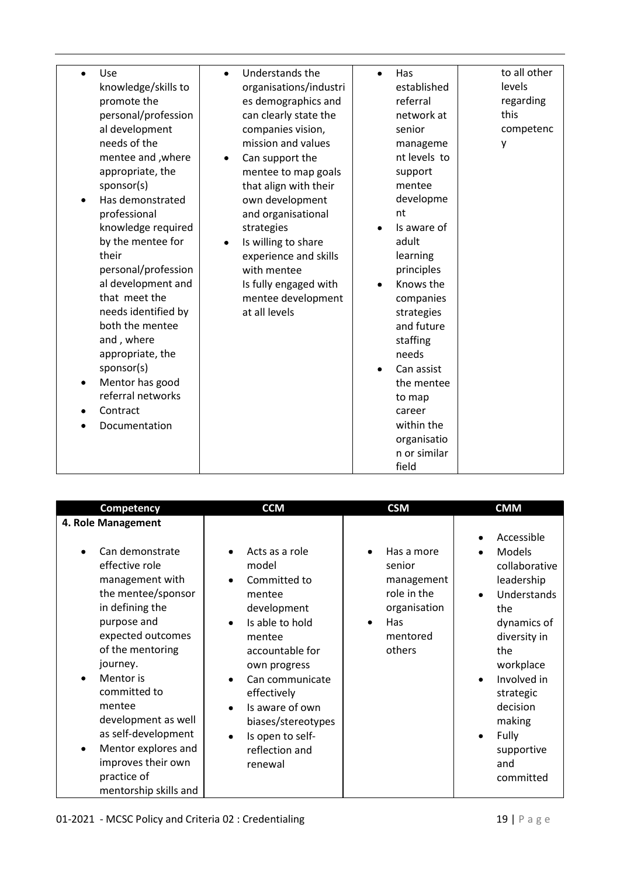| | | | |
|---|---|---|---|
| • Use knowledge/skills to promote the personal/professional development needs of the mentee and ,where appropriate, the sponsor(s)<br>• Has demonstrated professional knowledge required by the mentee for their personal/professional development and that meet the needs identified by both the mentee and , where appropriate, the sponsor(s)<br>• Mentor has good referral networks<br>• Contract<br>• Documentation | • Understands the organisations/industries demographics and can clearly state the companies vision, mission and values<br>• Can support the mentee to map goals that align with their own development and organisational strategies<br>• Is willing to share experience and skills with mentee<br>Is fully engaged with mentee development at all levels | • Has established referral network at senior management levels to support mentee development<br>• Is aware of adult learning principles<br>• Knows the companies strategies and future staffing needs<br>• Can assist the mentee to map career within the organisation or similar field | to all other levels regarding this competency |

| Competency | CCM | CSM | CMM |
|---|---|---|---|
| **4. Role Management**<br>• Can demonstrate effective role management with the mentee/sponsor in defining the purpose and expected outcomes of the mentoring journey.<br>• Mentor is committed to mentee development as well as self-development<br>• Mentor explores and improves their own practice of mentorship skills and | • Acts as a role model<br>• Committed to mentee development<br>• Is able to hold mentee accountable for own progress<br>• Can communicate effectively<br>• Is aware of own biases/stereotypes<br>• Is open to self-reflection and renewal | • Has a more senior management role in the organisation<br>• Has mentored others | • Accessible<br>• Models collaborative leadership<br>• Understands the dynamics of diversity in the workplace<br>• Involved in strategic decision making<br>• Fully supportive and committed |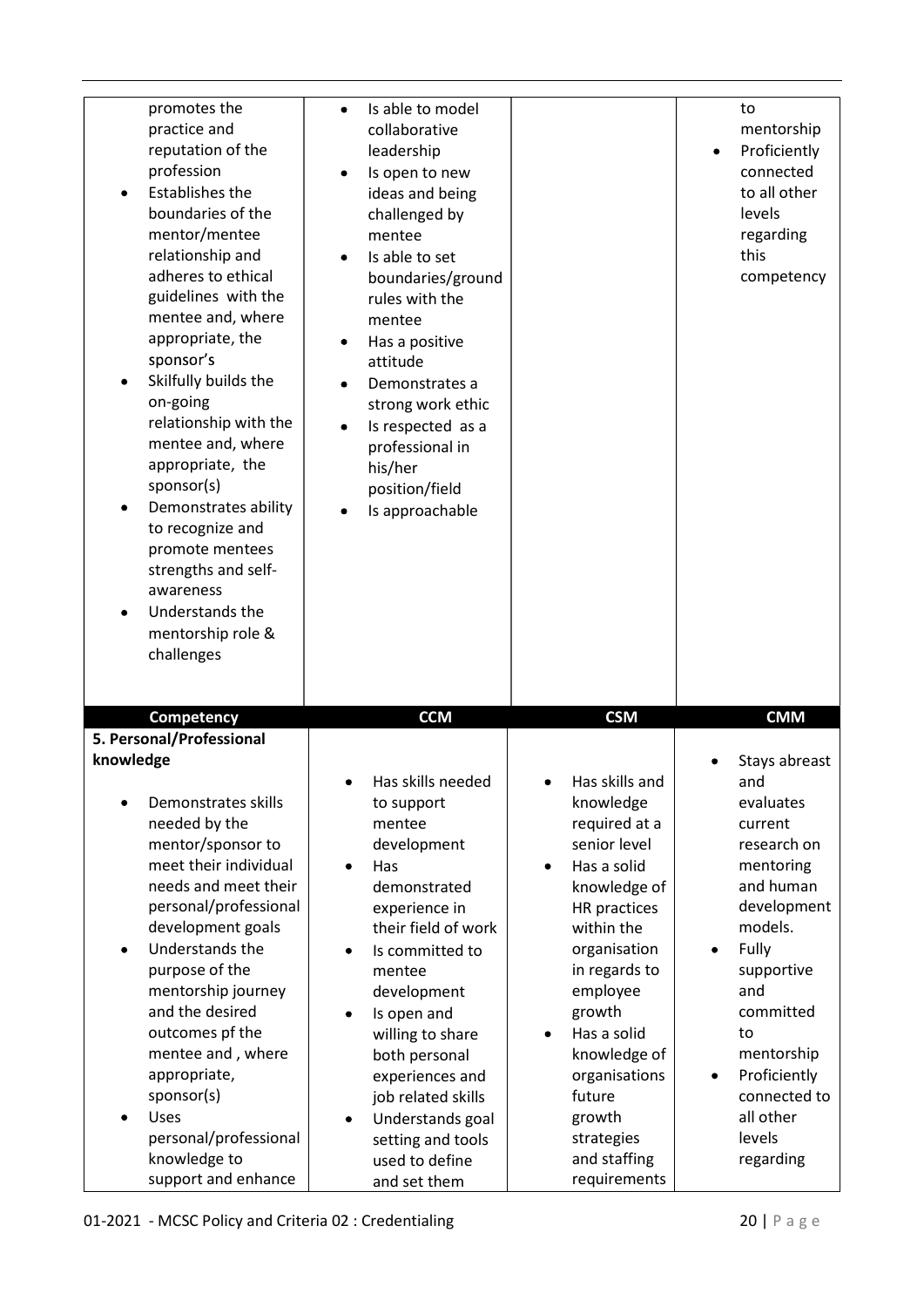| | | | |
|---|---|---|---|
| promotes the practice and reputation of the profession<br>• Establishes the boundaries of the mentor/mentee relationship and adheres to ethical guidelines with the mentee and, where appropriate, the sponsor's<br>• Skilfully builds the on-going relationship with the mentee and, where appropriate, the sponsor(s)<br>• Demonstrates ability to recognize and promote mentees strengths and self-awareness<br>• Understands the mentorship role & challenges | • Is able to model collaborative leadership<br>• Is open to new ideas and being challenged by mentee<br>• Is able to set boundaries/ground rules with the mentee<br>• Has a positive attitude<br>• Demonstrates a strong work ethic<br>• Is respected as a professional in his/her position/field<br>• Is approachable | | to mentorship<br>• Proficiently connected to all other levels regarding this competency |

| Competency | CCM | CSM | CMM |
|---|---|---|---|
| **5. Personal/Professional knowledge**<br>• Demonstrates skills needed by the mentor/sponsor to meet their individual needs and meet their personal/professional development goals<br>• Understands the purpose of the mentorship journey and the desired outcomes pf the mentee and , where appropriate, sponsor(s)<br>• Uses personal/professional knowledge to support and enhance | • Has skills needed to support mentee development<br>• Has demonstrated experience in their field of work<br>• Is committed to mentee development<br>• Is open and willing to share both personal experiences and job related skills<br>• Understands goal setting and tools used to define and set them | • Has skills and knowledge required at a senior level<br>• Has a solid knowledge of HR practices within the organisation in regards to employee growth<br>• Has a solid knowledge of organisations future growth strategies and staffing requirements | • Stays abreast and evaluates current research on mentoring and human development models.<br>• Fully supportive and committed to mentorship<br>• Proficiently connected to all other levels regarding |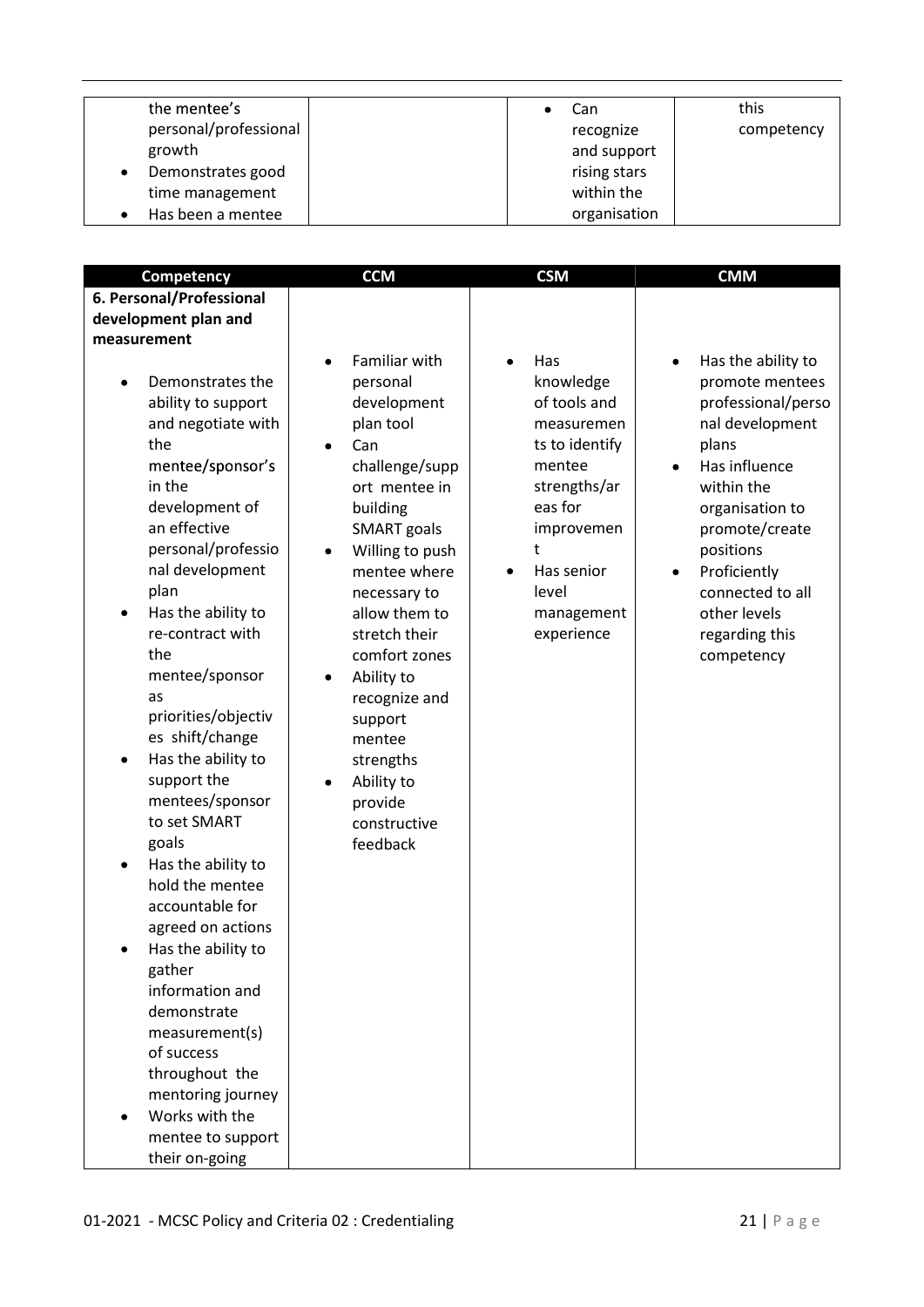| | | | |
|---|---|---|---|
| the mentee's personal/professional growth<br>• Demonstrates good time management<br>• Has been a mentee | | • Can recognize and support rising stars within the organisation | this competency |

| Competency | CCM | CSM | CMM |
|---|---|---|---|
| **6. Personal/Professional development plan and measurement**<br>• Demonstrates the ability to support and negotiate with the mentee/sponsor's in the development of an effective personal/professional development plan<br>• Has the ability to re-contract with the mentee/sponsor as priorities/objectives shift/change<br>• Has the ability to support the mentees/sponsor to set SMART goals<br>• Has the ability to hold the mentee accountable for agreed on actions<br>• Has the ability to gather information and demonstrate measurement(s) of success throughout the mentoring journey<br>• Works with the mentee to support their on-going | • Familiar with personal development plan tool<br>• Can challenge/support mentee in building SMART goals<br>• Willing to push mentee where necessary to allow them to stretch their comfort zones<br>• Ability to recognize and support mentee strengths<br>• Ability to provide constructive feedback | • Has knowledge of tools and measurements to identify mentee strengths/areas for improvement<br>• Has senior level management experience | • Has the ability to promote mentees professional/personal development plans<br>• Has influence within the organisation to promote/create positions<br>• Proficiently connected to all other levels regarding this competency |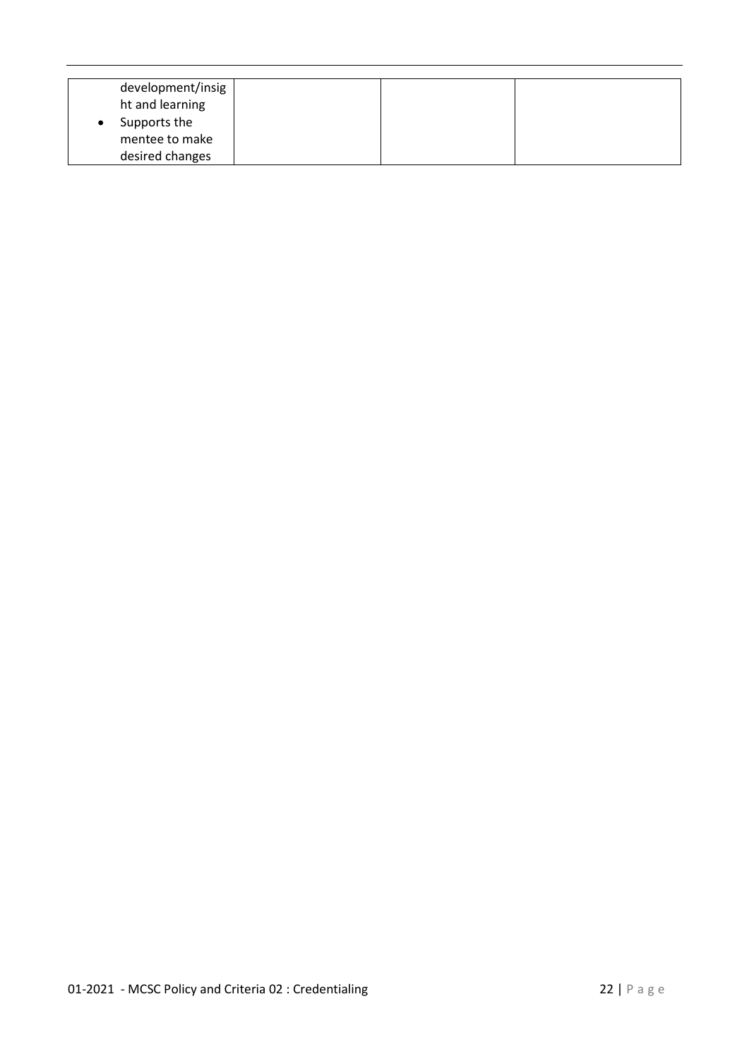| | | | |
|---|---|---|---|
| development/insight and learning<br>• Supports the mentee to make desired changes | | | |